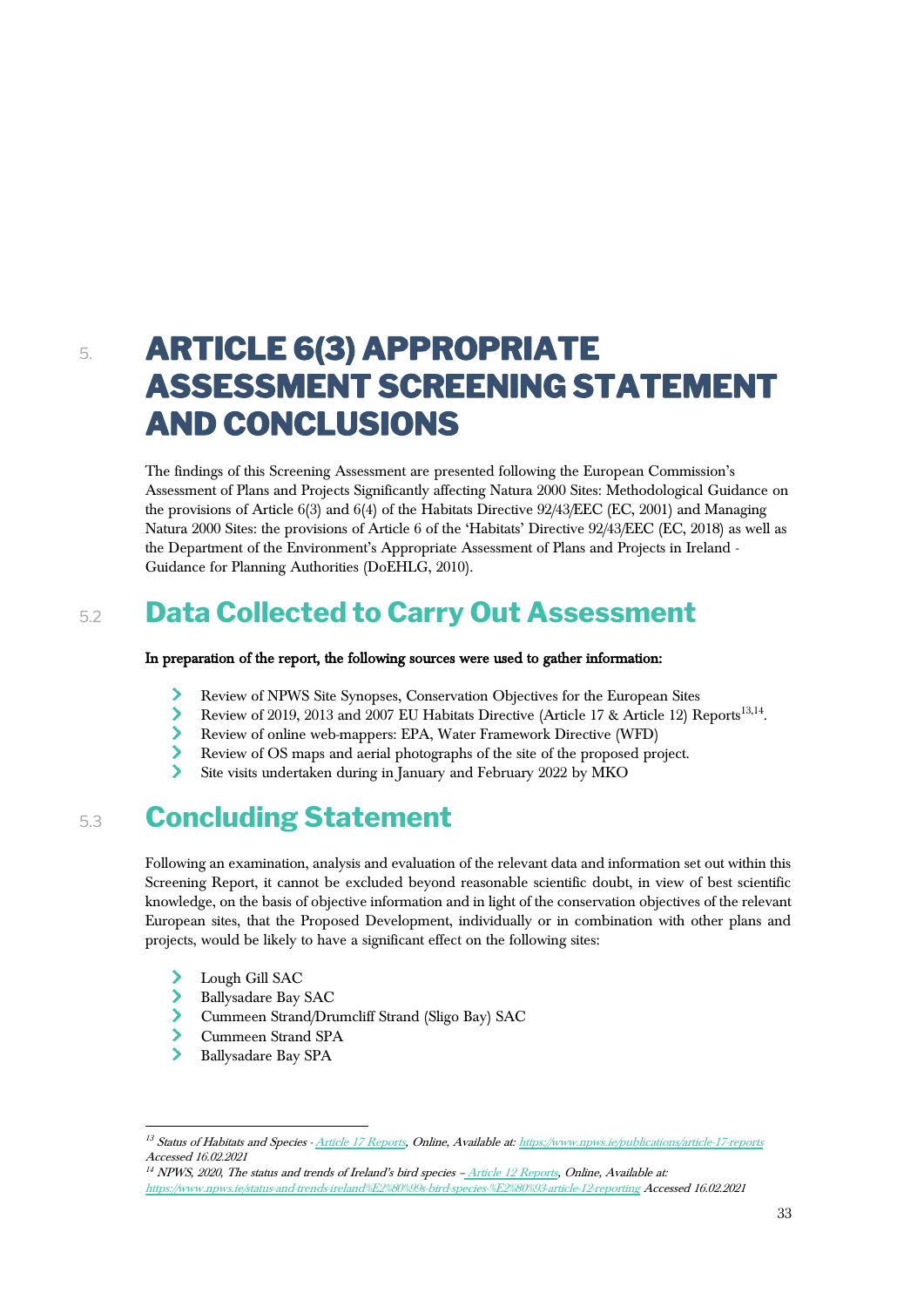# 5. ARTICLE 6(3) APPROPRIATE ASSESSMENT SCREENING STATEMENT AND CONCLUSIONS

The findings of this Screening Assessment are presented following the European Commission's Assessment of Plans and Projects Significantly affecting Natura 2000 Sites: Methodological Guidance on the provisions of Article 6(3) and 6(4) of the Habitats Directive 92/43/EEC (EC, 2001) and Managing Natura 2000 Sites: the provisions of Article 6 of the 'Habitats' Directive 92/43/EEC (EC, 2018) as well as the Department of the Environment's Appropriate Assessment of Plans and Projects in Ireland - Guidance for Planning Authorities (DoEHLG, 2010).

## 5.2 Data Collected to Carry Out Assessment

**In preparation of the report, the following sources were used to gather information:**

- Review of NPWS Site Synopses, Conservation Objectives for the European Sites
- Review of 2019, 2013 and 2007 EU Habitats Directive (Article 17 & Article 12) Reports[13,14].
- Review of online web-mappers: EPA, Water Framework Directive (WFD)
- Review of OS maps and aerial photographs of the site of the proposed project.
- Site visits undertaken during in January and February 2022 by MKO

## 5.3 Concluding Statement

Following an examination, analysis and evaluation of the relevant data and information set out within this Screening Report, it cannot be excluded beyond reasonable scientific doubt, in view of best scientific knowledge, on the basis of objective information and in light of the conservation objectives of the relevant European sites, that the Proposed Development, individually or in combination with other plans and projects, would be likely to have a significant effect on the following sites:

- Lough Gill SAC
- Ballysadare Bay SAC
- Cummeen Strand/Drumcliff Strand (Sligo Bay) SAC
- Cummeen Strand SPA
- Ballysadare Bay SPA

---

[13] *Status of Habitats and Species - Article 17 Reports, Online, Available at: https://www.npws.ie/publications/article-17-reports Accessed 16.02.2021*

[14] *NPWS, 2020, The status and trends of Ireland's bird species – Article 12 Reports, Online, Available at: https://www.npws.ie/status-and-trends-ireland%E2%80%99s-bird-species-%E2%80%93-article-12-reporting Accessed 16.02.2021*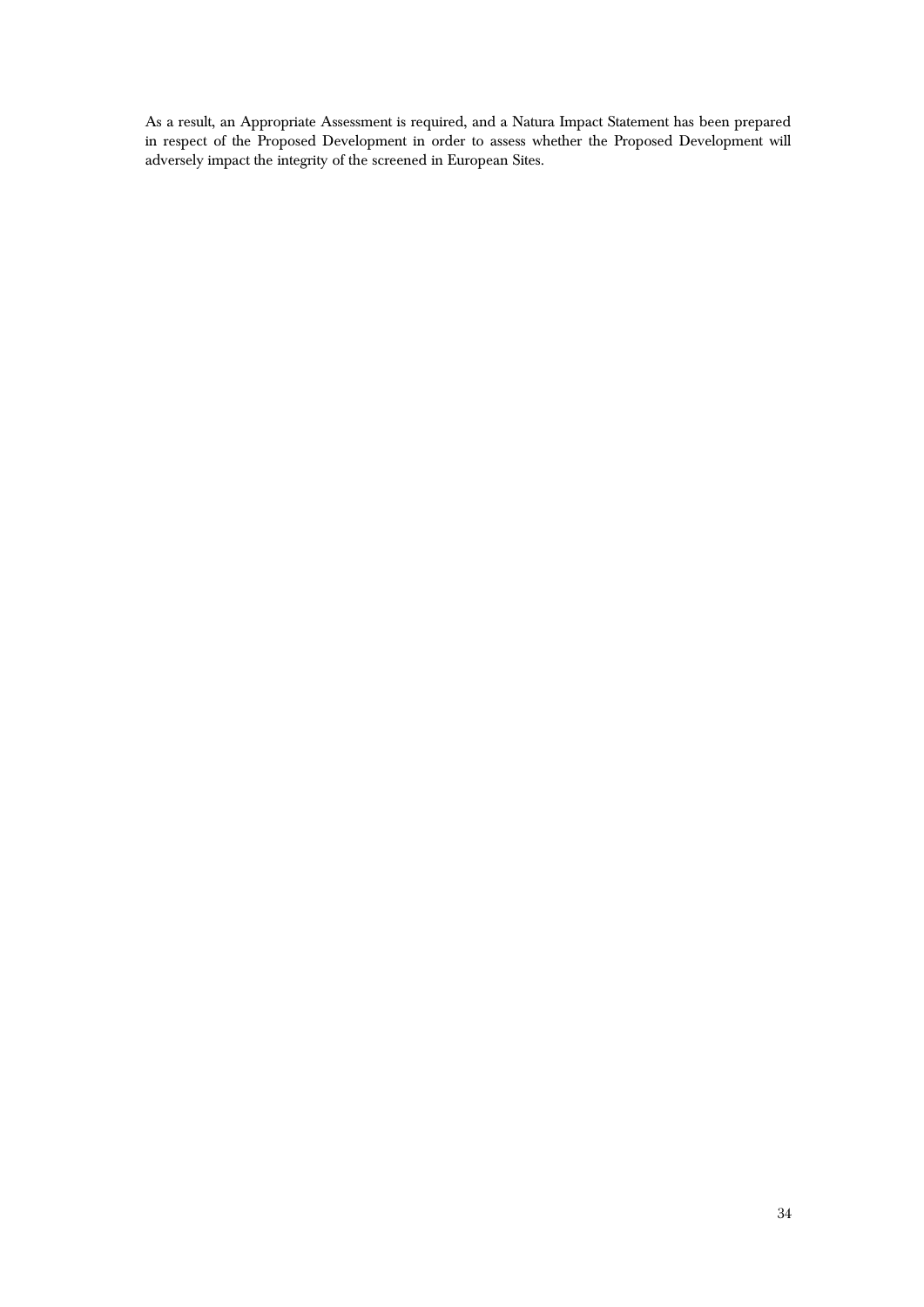As a result, an Appropriate Assessment is required, and a Natura Impact Statement has been prepared in respect of the Proposed Development in order to assess whether the Proposed Development will adversely impact the integrity of the screened in European Sites.